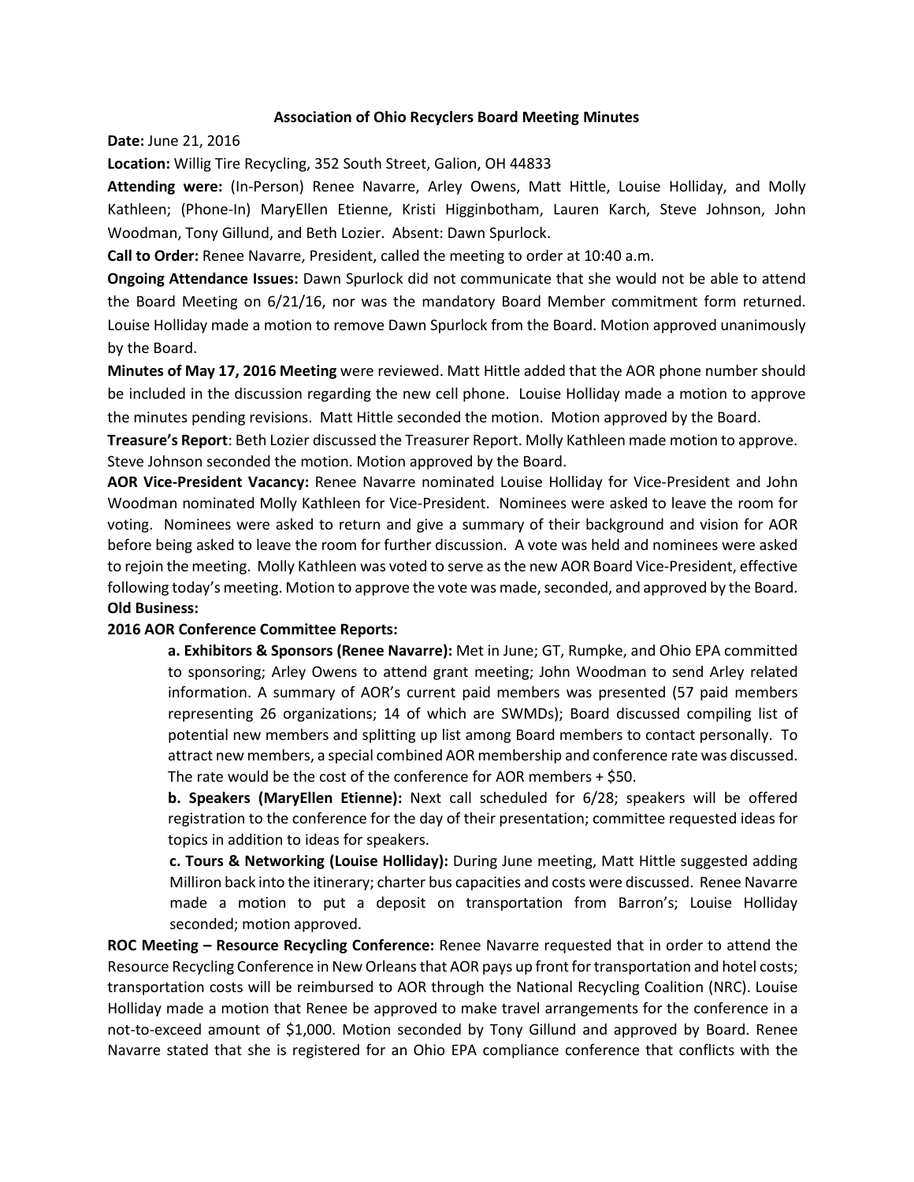# Association of Ohio Recyclers Board Meeting Minutes

**Date:** June 21, 2016

**Location:** Willig Tire Recycling, 352 South Street, Galion, OH 44833

**Attending were:** (In-Person) Renee Navarre, Arley Owens, Matt Hittle, Louise Holliday, and Molly Kathleen; (Phone-In) MaryEllen Etienne, Kristi Higginbotham, Lauren Karch, Steve Johnson, John Woodman, Tony Gillund, and Beth Lozier. Absent: Dawn Spurlock.

**Call to Order:** Renee Navarre, President, called the meeting to order at 10:40 a.m.

**Ongoing Attendance Issues:** Dawn Spurlock did not communicate that she would not be able to attend the Board Meeting on 6/21/16, nor was the mandatory Board Member commitment form returned. Louise Holliday made a motion to remove Dawn Spurlock from the Board. Motion approved unanimously by the Board.

**Minutes of May 17, 2016 Meeting** were reviewed. Matt Hittle added that the AOR phone number should be included in the discussion regarding the new cell phone. Louise Holliday made a motion to approve the minutes pending revisions. Matt Hittle seconded the motion. Motion approved by the Board.

**Treasure's Report**: Beth Lozier discussed the Treasurer Report. Molly Kathleen made motion to approve. Steve Johnson seconded the motion. Motion approved by the Board.

**AOR Vice-President Vacancy:** Renee Navarre nominated Louise Holliday for Vice-President and John Woodman nominated Molly Kathleen for Vice-President. Nominees were asked to leave the room for voting. Nominees were asked to return and give a summary of their background and vision for AOR before being asked to leave the room for further discussion. A vote was held and nominees were asked to rejoin the meeting. Molly Kathleen was voted to serve as the new AOR Board Vice-President, effective following today's meeting. Motion to approve the vote was made, seconded, and approved by the Board.

**Old Business:**

**2016 AOR Conference Committee Reports:**

> **a. Exhibitors & Sponsors (Renee Navarre):** Met in June; GT, Rumpke, and Ohio EPA committed to sponsoring; Arley Owens to attend grant meeting; John Woodman to send Arley related information. A summary of AOR's current paid members was presented (57 paid members representing 26 organizations; 14 of which are SWMDs); Board discussed compiling list of potential new members and splitting up list among Board members to contact personally. To attract new members, a special combined AOR membership and conference rate was discussed. The rate would be the cost of the conference for AOR members + $50.
>
> **b. Speakers (MaryEllen Etienne):** Next call scheduled for 6/28; speakers will be offered registration to the conference for the day of their presentation; committee requested ideas for topics in addition to ideas for speakers.
>
> **c. Tours & Networking (Louise Holliday):** During June meeting, Matt Hittle suggested adding Milliron back into the itinerary; charter bus capacities and costs were discussed. Renee Navarre made a motion to put a deposit on transportation from Barron's; Louise Holliday seconded; motion approved.

**ROC Meeting – Resource Recycling Conference:** Renee Navarre requested that in order to attend the Resource Recycling Conference in New Orleans that AOR pays up front for transportation and hotel costs; transportation costs will be reimbursed to AOR through the National Recycling Coalition (NRC). Louise Holliday made a motion that Renee be approved to make travel arrangements for the conference in a not-to-exceed amount of $1,000. Motion seconded by Tony Gillund and approved by Board. Renee Navarre stated that she is registered for an Ohio EPA compliance conference that conflicts with the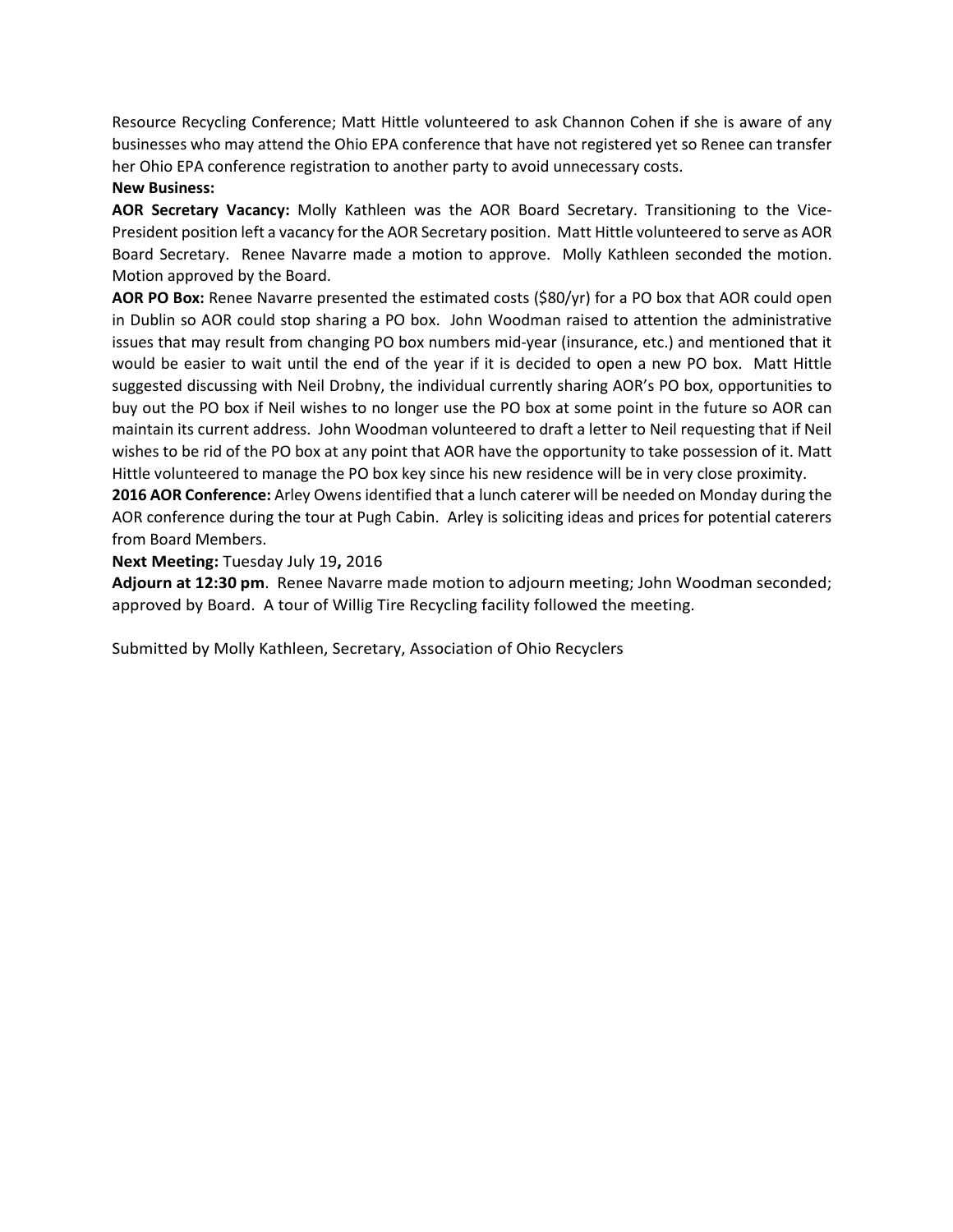Resource Recycling Conference; Matt Hittle volunteered to ask Channon Cohen if she is aware of any businesses who may attend the Ohio EPA conference that have not registered yet so Renee can transfer her Ohio EPA conference registration to another party to avoid unnecessary costs.

**New Business:**

**AOR Secretary Vacancy:** Molly Kathleen was the AOR Board Secretary. Transitioning to the Vice-President position left a vacancy for the AOR Secretary position. Matt Hittle volunteered to serve as AOR Board Secretary. Renee Navarre made a motion to approve. Molly Kathleen seconded the motion. Motion approved by the Board.

**AOR PO Box:** Renee Navarre presented the estimated costs ($80/yr) for a PO box that AOR could open in Dublin so AOR could stop sharing a PO box. John Woodman raised to attention the administrative issues that may result from changing PO box numbers mid-year (insurance, etc.) and mentioned that it would be easier to wait until the end of the year if it is decided to open a new PO box. Matt Hittle suggested discussing with Neil Drobny, the individual currently sharing AOR's PO box, opportunities to buy out the PO box if Neil wishes to no longer use the PO box at some point in the future so AOR can maintain its current address. John Woodman volunteered to draft a letter to Neil requesting that if Neil wishes to be rid of the PO box at any point that AOR have the opportunity to take possession of it. Matt Hittle volunteered to manage the PO box key since his new residence will be in very close proximity.

**2016 AOR Conference:** Arley Owens identified that a lunch caterer will be needed on Monday during the AOR conference during the tour at Pugh Cabin. Arley is soliciting ideas and prices for potential caterers from Board Members.

**Next Meeting:** Tuesday July 19**,** 2016

**Adjourn at 12:30 pm**. Renee Navarre made motion to adjourn meeting; John Woodman seconded; approved by Board. A tour of Willig Tire Recycling facility followed the meeting.

Submitted by Molly Kathleen, Secretary, Association of Ohio Recyclers